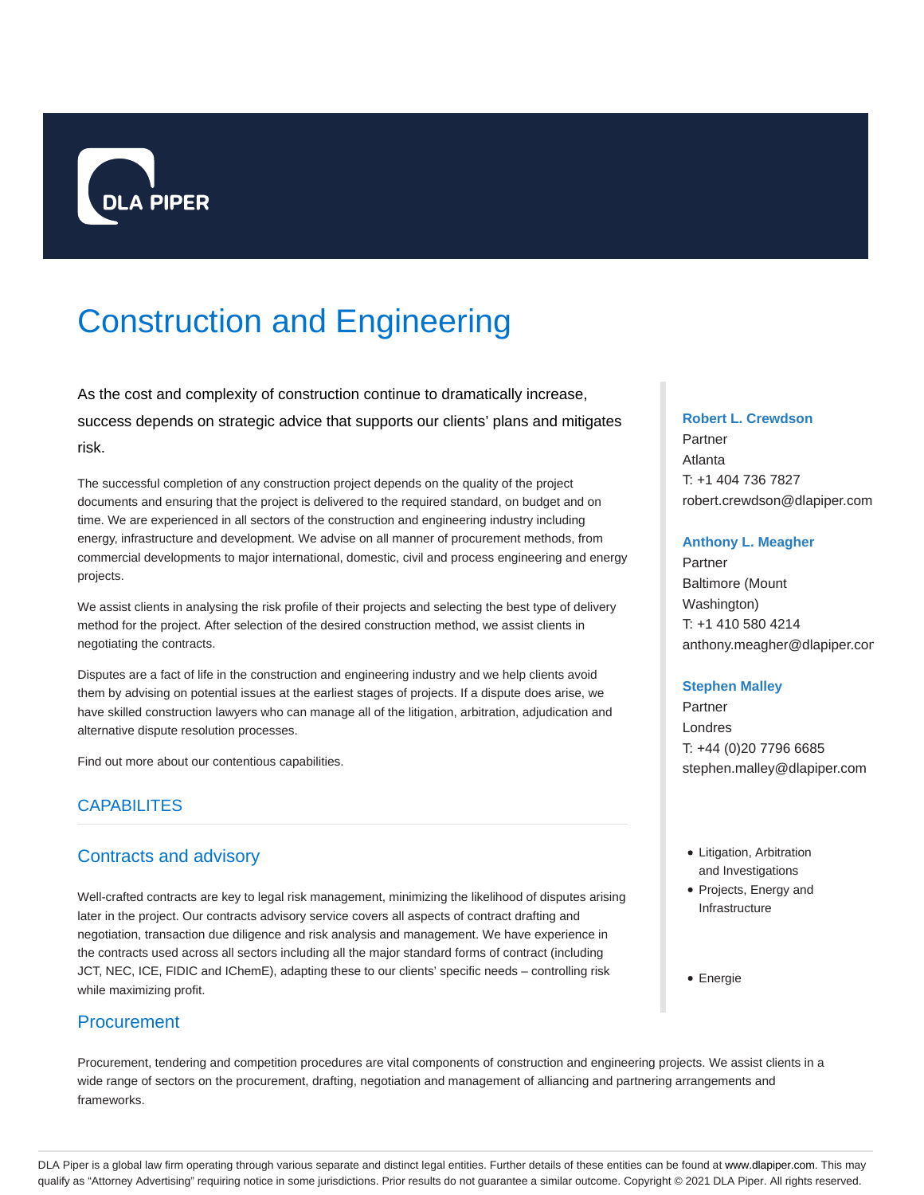DLA PIPER

# Construction and Engineering

As the cost and complexity of construction continue to dramatically increase, success depends on strategic advice that supports our clients' plans and mitigates risk.

The successful completion of any construction project depends on the quality of the project documents and ensuring that the project is delivered to the required standard, on budget and on time. We are experienced in all sectors of the construction and engineering industry including energy, infrastructure and development. We advise on all manner of procurement methods, from commercial developments to major international, domestic, civil and process engineering and energy projects.

We assist clients in analysing the risk profile of their projects and selecting the best type of delivery method for the project. After selection of the desired construction method, we assist clients in negotiating the contracts.

Disputes are a fact of life in the construction and engineering industry and we help clients avoid them by advising on potential issues at the earliest stages of projects. If a dispute does arise, we have skilled construction lawyers who can manage all of the litigation, arbitration, adjudication and alternative dispute resolution processes.

Find out more about our contentious capabilities.

**Robert L. Crewdson**
Partner
Atlanta
T: +1 404 736 7827
robert.crewdson@dlapiper.com

**Anthony L. Meagher**
Partner
Baltimore (Mount Washington)
T: +1 410 580 4214
anthony.meagher@dlapiper.com

**Stephen Malley**
Partner
Londres
T: +44 (0)20 7796 6685
stephen.malley@dlapiper.com

- Litigation, Arbitration and Investigations
- Projects, Energy and Infrastructure

- Energie

## CAPABILITES

### Contracts and advisory

Well-crafted contracts are key to legal risk management, minimizing the likelihood of disputes arising later in the project. Our contracts advisory service covers all aspects of contract drafting and negotiation, transaction due diligence and risk analysis and management. We have experience in the contracts used across all sectors including all the major standard forms of contract (including JCT, NEC, ICE, FIDIC and IChemE), adapting these to our clients' specific needs – controlling risk while maximizing profit.

### Procurement

Procurement, tendering and competition procedures are vital components of construction and engineering projects. We assist clients in a wide range of sectors on the procurement, drafting, negotiation and management of alliancing and partnering arrangements and frameworks.

DLA Piper is a global law firm operating through various separate and distinct legal entities. Further details of these entities can be found at www.dlapiper.com. This may qualify as "Attorney Advertising" requiring notice in some jurisdictions. Prior results do not guarantee a similar outcome. Copyright © 2021 DLA Piper. All rights reserved.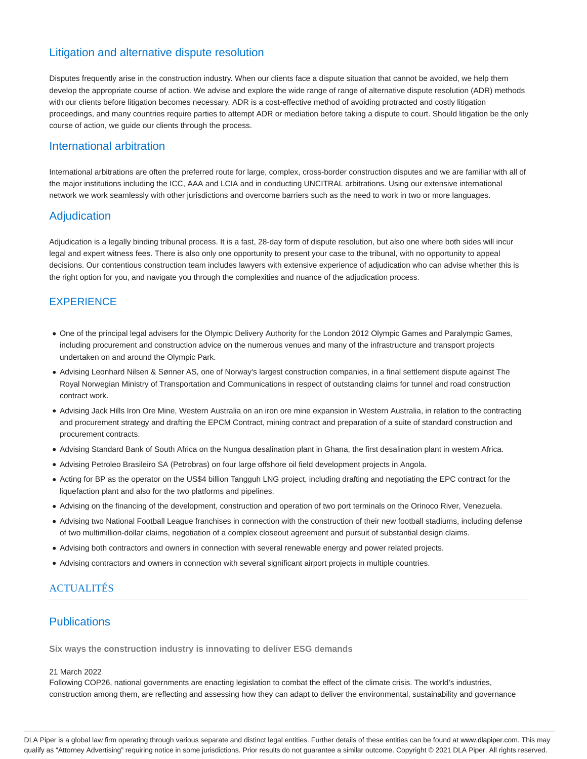## Litigation and alternative dispute resolution

Disputes frequently arise in the construction industry. When our clients face a dispute situation that cannot be avoided, we help them develop the appropriate course of action. We advise and explore the wide range of range of alternative dispute resolution (ADR) methods with our clients before litigation becomes necessary. ADR is a cost-effective method of avoiding protracted and costly litigation proceedings, and many countries require parties to attempt ADR or mediation before taking a dispute to court. Should litigation be the only course of action, we guide our clients through the process.

## International arbitration

International arbitrations are often the preferred route for large, complex, cross-border construction disputes and we are familiar with all of the major institutions including the ICC, AAA and LCIA and in conducting UNCITRAL arbitrations. Using our extensive international network we work seamlessly with other jurisdictions and overcome barriers such as the need to work in two or more languages.

## Adjudication

Adjudication is a legally binding tribunal process. It is a fast, 28-day form of dispute resolution, but also one where both sides will incur legal and expert witness fees. There is also only one opportunity to present your case to the tribunal, with no opportunity to appeal decisions. Our contentious construction team includes lawyers with extensive experience of adjudication who can advise whether this is the right option for you, and navigate you through the complexities and nuance of the adjudication process.

## EXPERIENCE

- One of the principal legal advisers for the Olympic Delivery Authority for the London 2012 Olympic Games and Paralympic Games, including procurement and construction advice on the numerous venues and many of the infrastructure and transport projects undertaken on and around the Olympic Park.
- Advising Leonhard Nilsen & Sønner AS, one of Norway's largest construction companies, in a final settlement dispute against The Royal Norwegian Ministry of Transportation and Communications in respect of outstanding claims for tunnel and road construction contract work.
- Advising Jack Hills Iron Ore Mine, Western Australia on an iron ore mine expansion in Western Australia, in relation to the contracting and procurement strategy and drafting the EPCM Contract, mining contract and preparation of a suite of standard construction and procurement contracts.
- Advising Standard Bank of South Africa on the Nungua desalination plant in Ghana, the first desalination plant in western Africa.
- Advising Petroleo Brasileiro SA (Petrobras) on four large offshore oil field development projects in Angola.
- Acting for BP as the operator on the US$4 billion Tangguh LNG project, including drafting and negotiating the EPC contract for the liquefaction plant and also for the two platforms and pipelines.
- Advising on the financing of the development, construction and operation of two port terminals on the Orinoco River, Venezuela.
- Advising two National Football League franchises in connection with the construction of their new football stadiums, including defense of two multimillion-dollar claims, negotiation of a complex closeout agreement and pursuit of substantial design claims.
- Advising both contractors and owners in connection with several renewable energy and power related projects.
- Advising contractors and owners in connection with several significant airport projects in multiple countries.

## ACTUALITÉS

## Publications

**Six ways the construction industry is innovating to deliver ESG demands**

21 March 2022

Following COP26, national governments are enacting legislation to combat the effect of the climate crisis. The world's industries, construction among them, are reflecting and assessing how they can adapt to deliver the environmental, sustainability and governance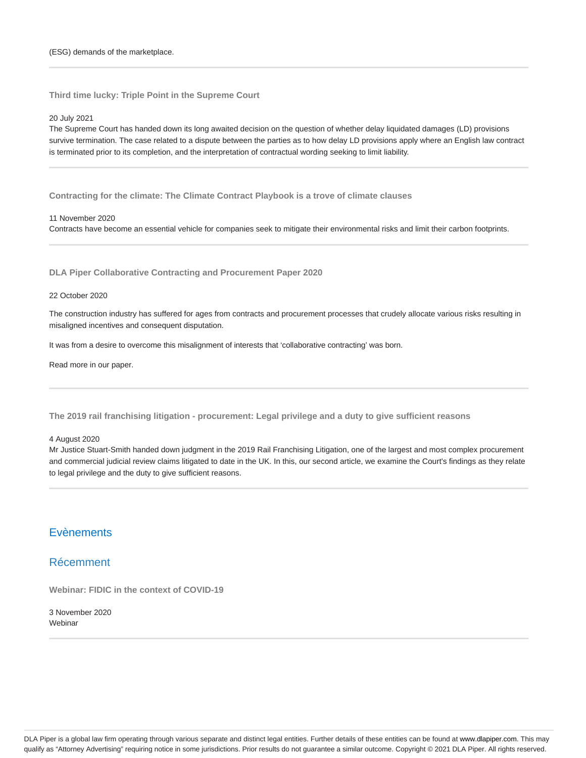(ESG) demands of the marketplace.

---

### Third time lucky: Triple Point in the Supreme Court

20 July 2021

The Supreme Court has handed down its long awaited decision on the question of whether delay liquidated damages (LD) provisions survive termination. The case related to a dispute between the parties as to how delay LD provisions apply where an English law contract is terminated prior to its completion, and the interpretation of contractual wording seeking to limit liability.

---

### Contracting for the climate: The Climate Contract Playbook is a trove of climate clauses

11 November 2020

Contracts have become an essential vehicle for companies seek to mitigate their environmental risks and limit their carbon footprints.

---

### DLA Piper Collaborative Contracting and Procurement Paper 2020

22 October 2020

The construction industry has suffered for ages from contracts and procurement processes that crudely allocate various risks resulting in misaligned incentives and consequent disputation.

It was from a desire to overcome this misalignment of interests that 'collaborative contracting' was born.

Read more in our paper.

---

### The 2019 rail franchising litigation - procurement: Legal privilege and a duty to give sufficient reasons

4 August 2020

Mr Justice Stuart-Smith handed down judgment in the 2019 Rail Franchising Litigation, one of the largest and most complex procurement and commercial judicial review claims litigated to date in the UK. In this, our second article, we examine the Court's findings as they relate to legal privilege and the duty to give sufficient reasons.

---

## Evènements

## Récemment

### Webinar: FIDIC in the context of COVID-19

3 November 2020

Webinar

---

DLA Piper is a global law firm operating through various separate and distinct legal entities. Further details of these entities can be found at www.dlapiper.com. This may qualify as "Attorney Advertising" requiring notice in some jurisdictions. Prior results do not guarantee a similar outcome. Copyright © 2021 DLA Piper. All rights reserved.